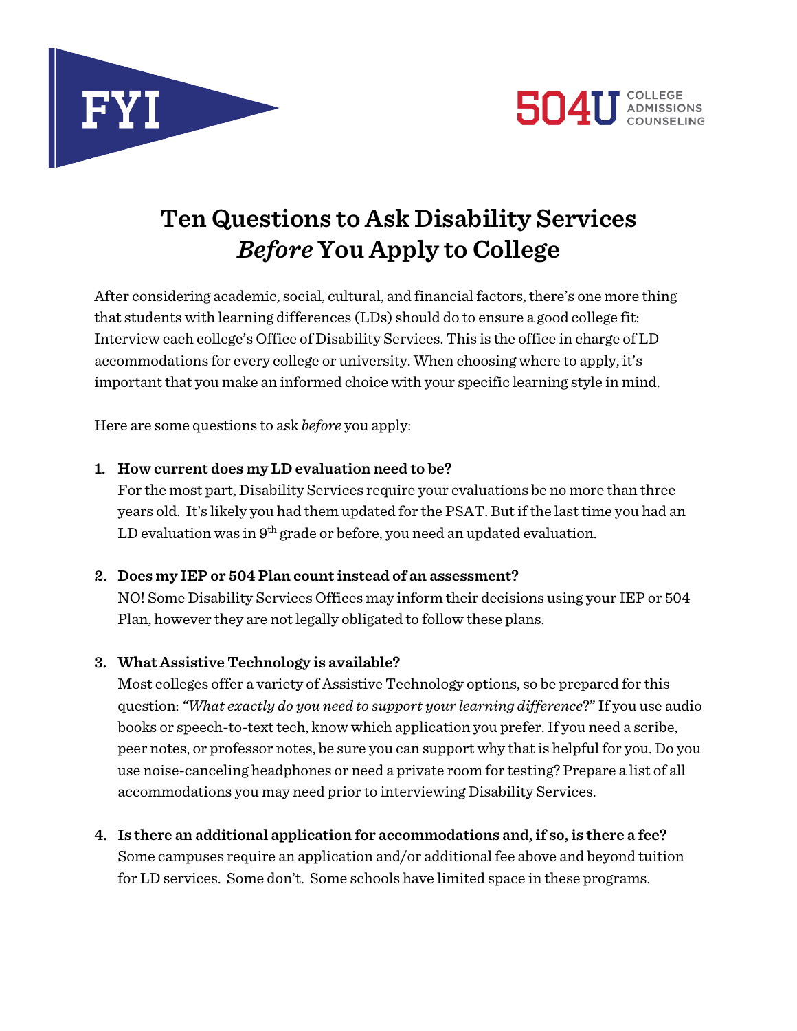FYI

504U COLLEGE ADMISSIONS COUNSELING

# Ten Questions to Ask Disability Services *Before* You Apply to College

After considering academic, social, cultural, and financial factors, there's one more thing that students with learning differences (LDs) should do to ensure a good college fit: Interview each college's Office of Disability Services. This is the office in charge of LD accommodations for every college or university. When choosing where to apply, it's important that you make an informed choice with your specific learning style in mind.

Here are some questions to ask *before* you apply:

1. **How current does my LD evaluation need to be?**
   For the most part, Disability Services require your evaluations be no more than three years old. It's likely you had them updated for the PSAT. But if the last time you had an LD evaluation was in 9th grade or before, you need an updated evaluation.

2. **Does my IEP or 504 Plan count instead of an assessment?**
   NO! Some Disability Services Offices may inform their decisions using your IEP or 504 Plan, however they are not legally obligated to follow these plans.

3. **What Assistive Technology is available?**
   Most colleges offer a variety of Assistive Technology options, so be prepared for this question: *"What exactly do you need to support your learning difference*?" If you use audio books or speech-to-text tech, know which application you prefer. If you need a scribe, peer notes, or professor notes, be sure you can support why that is helpful for you. Do you use noise-canceling headphones or need a private room for testing? Prepare a list of all accommodations you may need prior to interviewing Disability Services.

4. **Is there an additional application for accommodations and, if so, is there a fee?**
   Some campuses require an application and/or additional fee above and beyond tuition for LD services. Some don't. Some schools have limited space in these programs.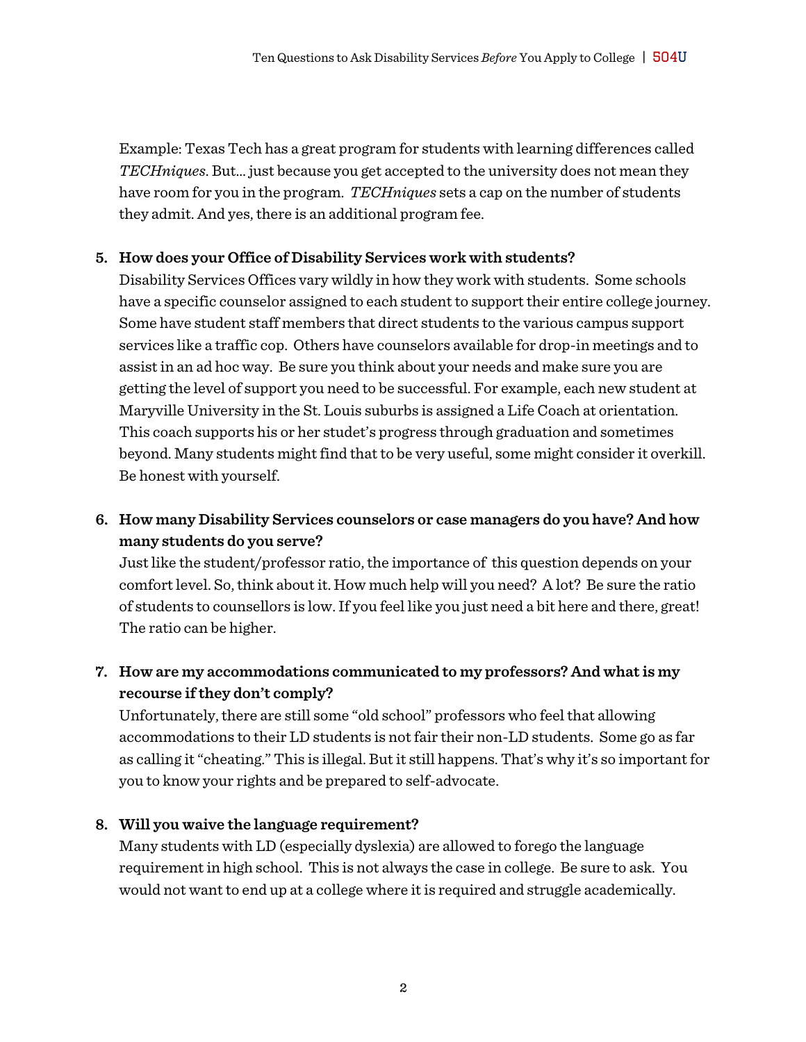Example: Texas Tech has a great program for students with learning differences called *TECHniques*. But… just because you get accepted to the university does not mean they have room for you in the program. *TECHniques* sets a cap on the number of students they admit. And yes, there is an additional program fee.

5. **How does your Office of Disability Services work with students?**
   Disability Services Offices vary wildly in how they work with students. Some schools have a specific counselor assigned to each student to support their entire college journey. Some have student staff members that direct students to the various campus support services like a traffic cop. Others have counselors available for drop-in meetings and to assist in an ad hoc way. Be sure you think about your needs and make sure you are getting the level of support you need to be successful. For example, each new student at Maryville University in the St. Louis suburbs is assigned a Life Coach at orientation. This coach supports his or her studet's progress through graduation and sometimes beyond. Many students might find that to be very useful, some might consider it overkill. Be honest with yourself.

6. **How many Disability Services counselors or case managers do you have? And how many students do you serve?**
   Just like the student/professor ratio, the importance of this question depends on your comfort level. So, think about it. How much help will you need? A lot? Be sure the ratio of students to counsellors is low. If you feel like you just need a bit here and there, great! The ratio can be higher.

7. **How are my accommodations communicated to my professors? And what is my recourse if they don't comply?**
   Unfortunately, there are still some "old school" professors who feel that allowing accommodations to their LD students is not fair their non-LD students. Some go as far as calling it "cheating." This is illegal. But it still happens. That's why it's so important for you to know your rights and be prepared to self-advocate.

8. **Will you waive the language requirement?**
   Many students with LD (especially dyslexia) are allowed to forego the language requirement in high school. This is not always the case in college. Be sure to ask. You would not want to end up at a college where it is required and struggle academically.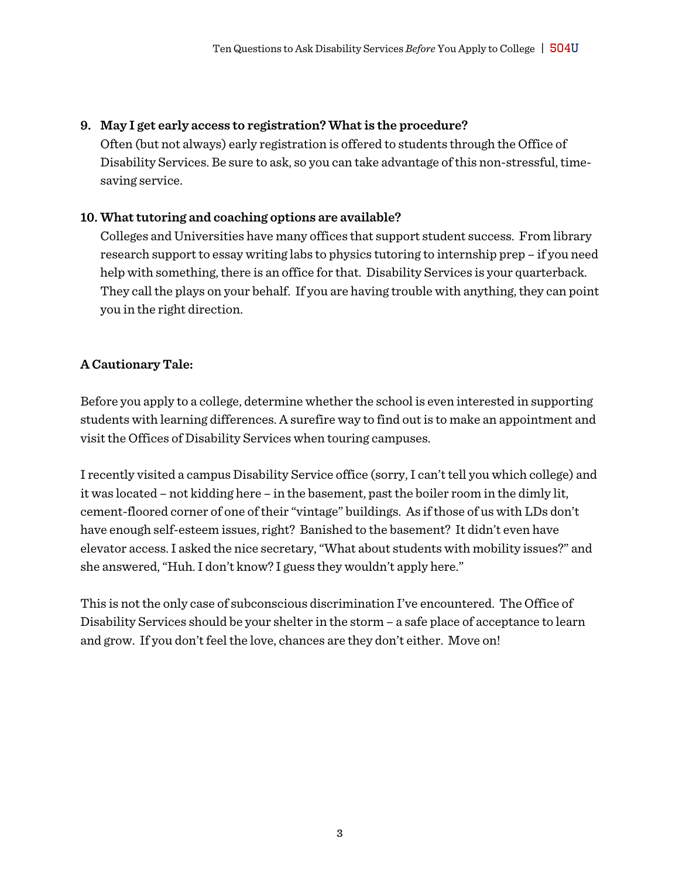9. **May I get early access to registration? What is the procedure?**
   Often (but not always) early registration is offered to students through the Office of Disability Services. Be sure to ask, so you can take advantage of this non-stressful, time-saving service.

10. **What tutoring and coaching options are available?**
    Colleges and Universities have many offices that support student success. From library research support to essay writing labs to physics tutoring to internship prep – if you need help with something, there is an office for that. Disability Services is your quarterback. They call the plays on your behalf. If you are having trouble with anything, they can point you in the right direction.

**A Cautionary Tale:**

Before you apply to a college, determine whether the school is even interested in supporting students with learning differences. A surefire way to find out is to make an appointment and visit the Offices of Disability Services when touring campuses.

I recently visited a campus Disability Service office (sorry, I can't tell you which college) and it was located – not kidding here – in the basement, past the boiler room in the dimly lit, cement-floored corner of one of their "vintage" buildings. As if those of us with LDs don't have enough self-esteem issues, right? Banished to the basement? It didn't even have elevator access. I asked the nice secretary, "What about students with mobility issues?" and she answered, "Huh. I don't know? I guess they wouldn't apply here."

This is not the only case of subconscious discrimination I've encountered. The Office of Disability Services should be your shelter in the storm – a safe place of acceptance to learn and grow. If you don't feel the love, chances are they don't either. Move on!